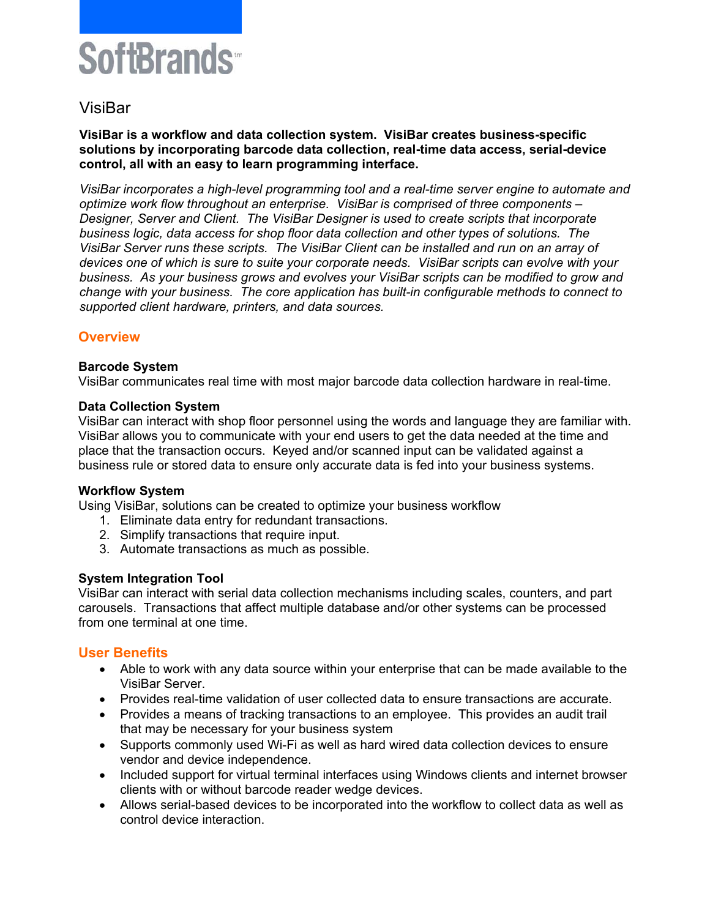SoftBrands™

# VisiBar

**VisiBar is a workflow and data collection system. VisiBar creates business-specific solutions by incorporating barcode data collection, real-time data access, serial-device control, all with an easy to learn programming interface.**

*VisiBar incorporates a high-level programming tool and a real-time server engine to automate and optimize work flow throughout an enterprise. VisiBar is comprised of three components – Designer, Server and Client. The VisiBar Designer is used to create scripts that incorporate business logic, data access for shop floor data collection and other types of solutions. The VisiBar Server runs these scripts. The VisiBar Client can be installed and run on an array of devices one of which is sure to suite your corporate needs. VisiBar scripts can evolve with your business. As your business grows and evolves your VisiBar scripts can be modified to grow and change with your business. The core application has built-in configurable methods to connect to supported client hardware, printers, and data sources.*

## Overview

### Barcode System

VisiBar communicates real time with most major barcode data collection hardware in real-time.

### Data Collection System

VisiBar can interact with shop floor personnel using the words and language they are familiar with. VisiBar allows you to communicate with your end users to get the data needed at the time and place that the transaction occurs. Keyed and/or scanned input can be validated against a business rule or stored data to ensure only accurate data is fed into your business systems.

### Workflow System

Using VisiBar, solutions can be created to optimize your business workflow

1. Eliminate data entry for redundant transactions.
2. Simplify transactions that require input.
3. Automate transactions as much as possible.

### System Integration Tool

VisiBar can interact with serial data collection mechanisms including scales, counters, and part carousels. Transactions that affect multiple database and/or other systems can be processed from one terminal at one time.

## User Benefits

- Able to work with any data source within your enterprise that can be made available to the VisiBar Server.
- Provides real-time validation of user collected data to ensure transactions are accurate.
- Provides a means of tracking transactions to an employee. This provides an audit trail that may be necessary for your business system
- Supports commonly used Wi-Fi as well as hard wired data collection devices to ensure vendor and device independence.
- Included support for virtual terminal interfaces using Windows clients and internet browser clients with or without barcode reader wedge devices.
- Allows serial-based devices to be incorporated into the workflow to collect data as well as control device interaction.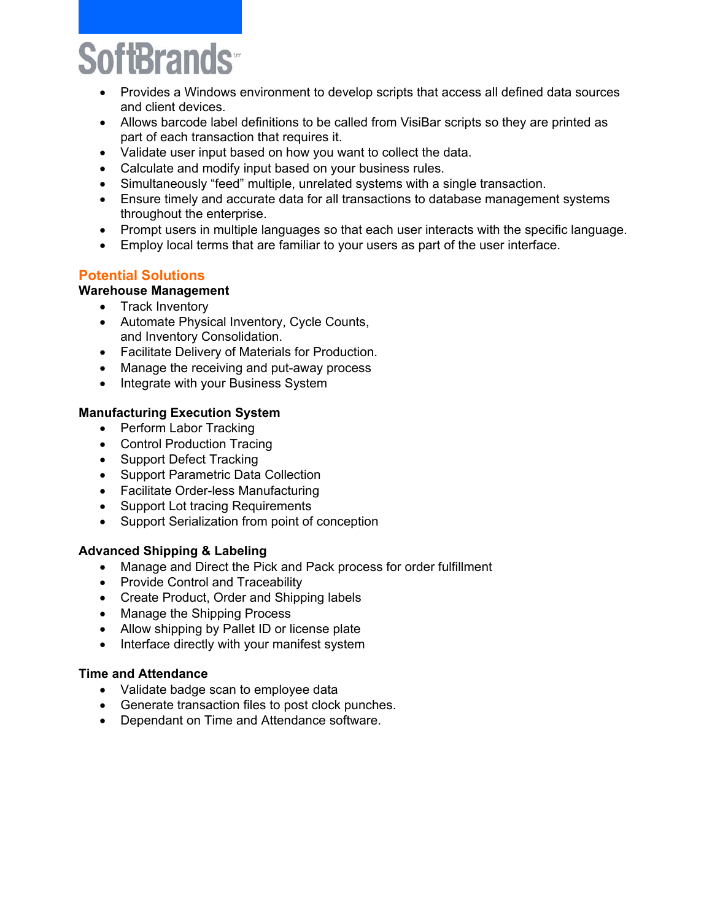- Provides a Windows environment to develop scripts that access all defined data sources and client devices.
- Allows barcode label definitions to be called from VisiBar scripts so they are printed as part of each transaction that requires it.
- Validate user input based on how you want to collect the data.
- Calculate and modify input based on your business rules.
- Simultaneously “feed” multiple, unrelated systems with a single transaction.
- Ensure timely and accurate data for all transactions to database management systems throughout the enterprise.
- Prompt users in multiple languages so that each user interacts with the specific language.
- Employ local terms that are familiar to your users as part of the user interface.

## Potential Solutions

**Warehouse Management**

- Track Inventory
- Automate Physical Inventory, Cycle Counts, and Inventory Consolidation.
- Facilitate Delivery of Materials for Production.
- Manage the receiving and put-away process
- Integrate with your Business System

**Manufacturing Execution System**

- Perform Labor Tracking
- Control Production Tracing
- Support Defect Tracking
- Support Parametric Data Collection
- Facilitate Order-less Manufacturing
- Support Lot tracing Requirements
- Support Serialization from point of conception

**Advanced Shipping & Labeling**

- Manage and Direct the Pick and Pack process for order fulfillment
- Provide Control and Traceability
- Create Product, Order and Shipping labels
- Manage the Shipping Process
- Allow shipping by Pallet ID or license plate
- Interface directly with your manifest system

**Time and Attendance**

- Validate badge scan to employee data
- Generate transaction files to post clock punches.
- Dependant on Time and Attendance software.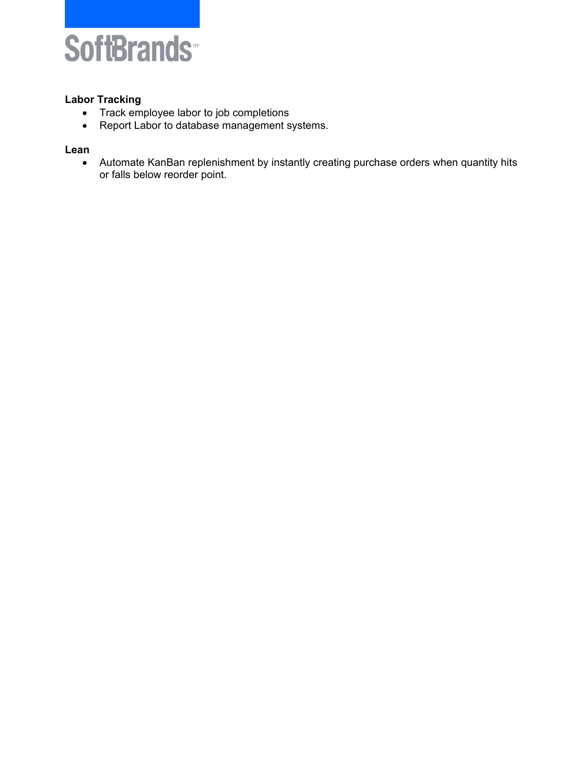**Labor Tracking**

- Track employee labor to job completions
- Report Labor to database management systems.

**Lean**

- Automate KanBan replenishment by instantly creating purchase orders when quantity hits or falls below reorder point.